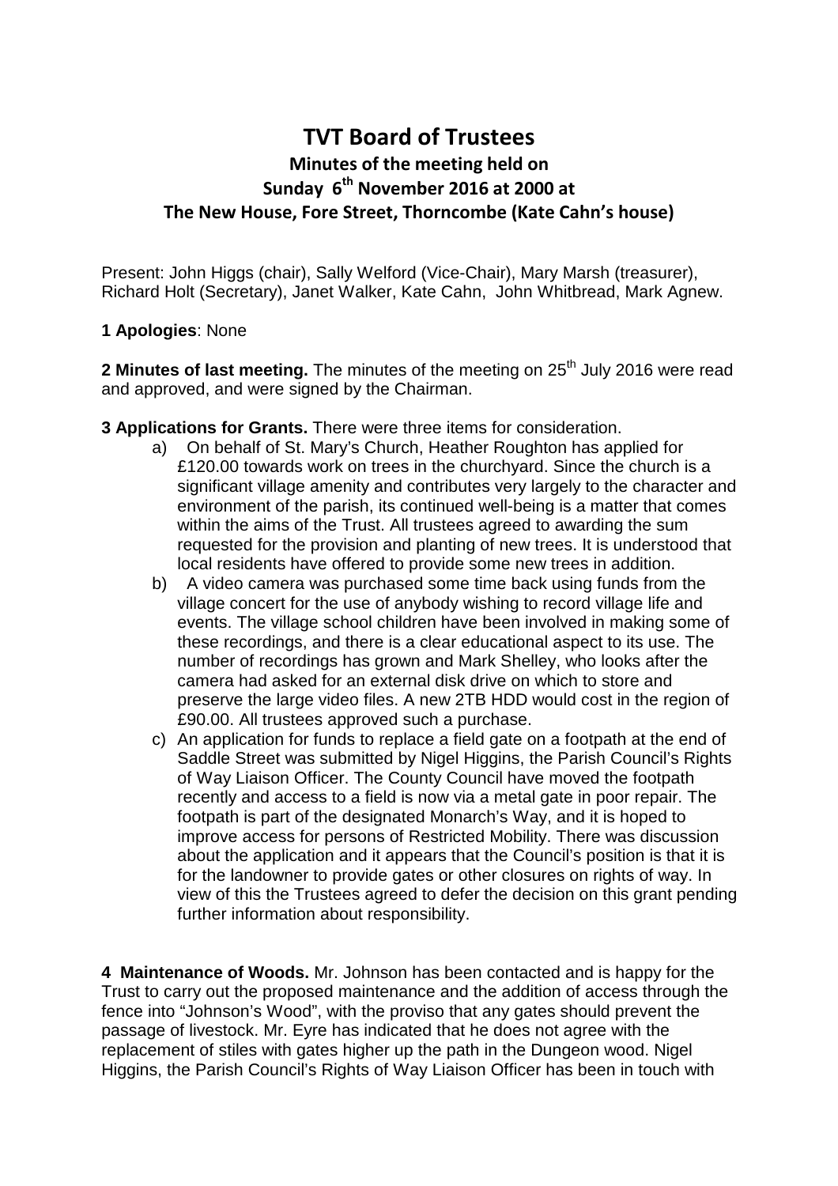# TVT Board of Trustees

## Minutes of the meeting held on Sunday 6th November 2016 at 2000 at The New House, Fore Street, Thorncombe (Kate Cahn's house)

Present: John Higgs (chair), Sally Welford (Vice-Chair), Mary Marsh (treasurer), Richard Holt (Secretary), Janet Walker, Kate Cahn, John Whitbread, Mark Agnew.

**1 Apologies**: None

**2 Minutes of last meeting.** The minutes of the meeting on 25th July 2016 were read and approved, and were signed by the Chairman.

**3 Applications for Grants.** There were three items for consideration.

a) On behalf of St. Mary's Church, Heather Roughton has applied for £120.00 towards work on trees in the churchyard. Since the church is a significant village amenity and contributes very largely to the character and environment of the parish, its continued well-being is a matter that comes within the aims of the Trust. All trustees agreed to awarding the sum requested for the provision and planting of new trees. It is understood that local residents have offered to provide some new trees in addition.

b) A video camera was purchased some time back using funds from the village concert for the use of anybody wishing to record village life and events. The village school children have been involved in making some of these recordings, and there is a clear educational aspect to its use. The number of recordings has grown and Mark Shelley, who looks after the camera had asked for an external disk drive on which to store and preserve the large video files. A new 2TB HDD would cost in the region of £90.00. All trustees approved such a purchase.

c) An application for funds to replace a field gate on a footpath at the end of Saddle Street was submitted by Nigel Higgins, the Parish Council's Rights of Way Liaison Officer. The County Council have moved the footpath recently and access to a field is now via a metal gate in poor repair. The footpath is part of the designated Monarch's Way, and it is hoped to improve access for persons of Restricted Mobility. There was discussion about the application and it appears that the Council's position is that it is for the landowner to provide gates or other closures on rights of way. In view of this the Trustees agreed to defer the decision on this grant pending further information about responsibility.

**4 Maintenance of Woods.** Mr. Johnson has been contacted and is happy for the Trust to carry out the proposed maintenance and the addition of access through the fence into "Johnson's Wood", with the proviso that any gates should prevent the passage of livestock. Mr. Eyre has indicated that he does not agree with the replacement of stiles with gates higher up the path in the Dungeon wood. Nigel Higgins, the Parish Council's Rights of Way Liaison Officer has been in touch with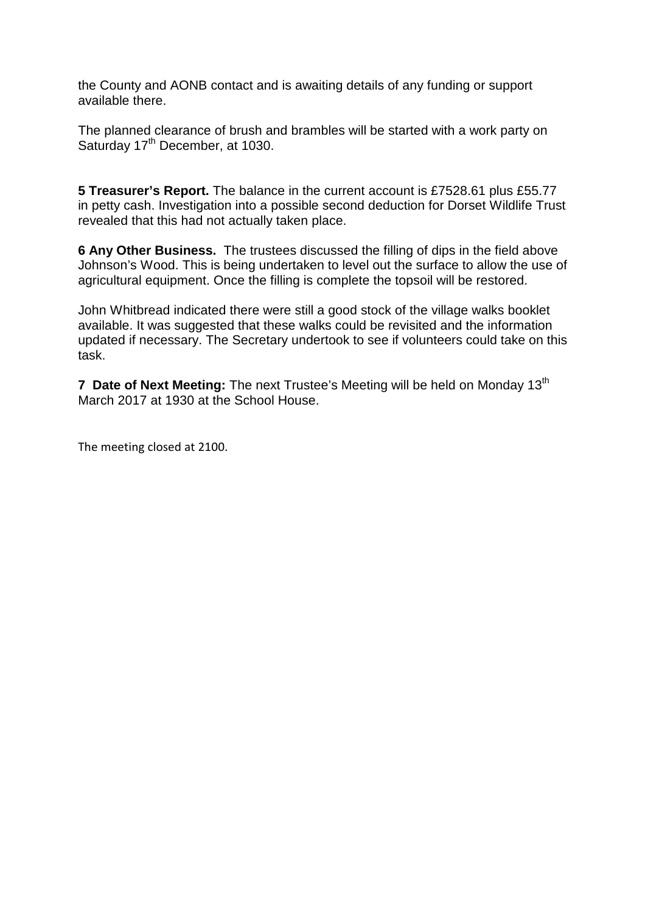the County and AONB contact and is awaiting details of any funding or support available there.

The planned clearance of brush and brambles will be started with a work party on Saturday 17th December, at 1030.

**5 Treasurer's Report.** The balance in the current account is £7528.61 plus £55.77 in petty cash. Investigation into a possible second deduction for Dorset Wildlife Trust revealed that this had not actually taken place.

**6 Any Other Business.** The trustees discussed the filling of dips in the field above Johnson's Wood. This is being undertaken to level out the surface to allow the use of agricultural equipment. Once the filling is complete the topsoil will be restored.

John Whitbread indicated there were still a good stock of the village walks booklet available. It was suggested that these walks could be revisited and the information updated if necessary. The Secretary undertook to see if volunteers could take on this task.

**7 Date of Next Meeting:** The next Trustee's Meeting will be held on Monday 13th March 2017 at 1930 at the School House.

The meeting closed at 2100.